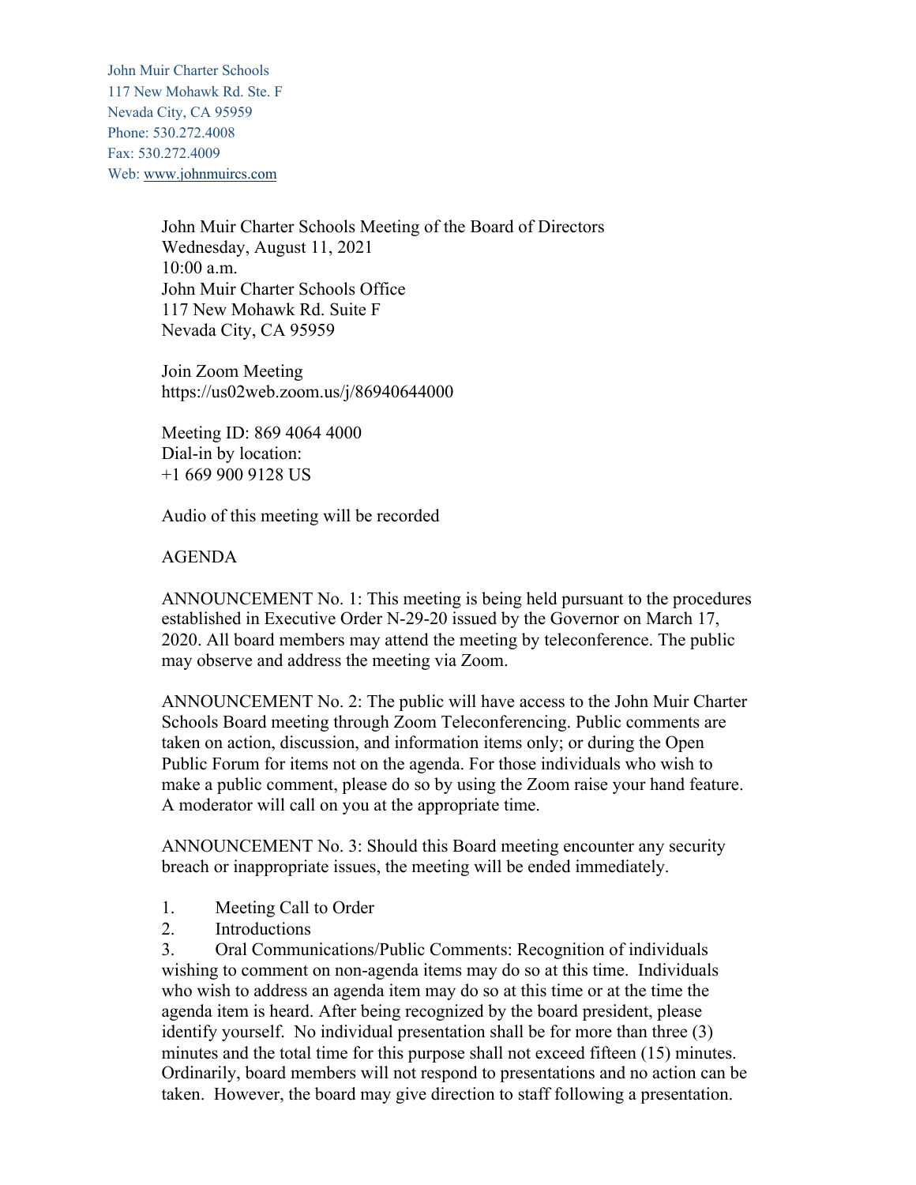John Muir Charter Schools
117 New Mohawk Rd. Ste. F
Nevada City, CA 95959
Phone: 530.272.4008
Fax: 530.272.4009
Web: www.johnmuircs.com

John Muir Charter Schools Meeting of the Board of Directors
Wednesday, August 11, 2021
10:00 a.m.
John Muir Charter Schools Office
117 New Mohawk Rd. Suite F
Nevada City, CA 95959

Join Zoom Meeting
https://us02web.zoom.us/j/86940644000

Meeting ID: 869 4064 4000
Dial-in by location:
+1 669 900 9128 US

Audio of this meeting will be recorded

AGENDA

ANNOUNCEMENT No. 1: This meeting is being held pursuant to the procedures established in Executive Order N-29-20 issued by the Governor on March 17, 2020. All board members may attend the meeting by teleconference. The public may observe and address the meeting via Zoom.

ANNOUNCEMENT No. 2: The public will have access to the John Muir Charter Schools Board meeting through Zoom Teleconferencing. Public comments are taken on action, discussion, and information items only; or during the Open Public Forum for items not on the agenda. For those individuals who wish to make a public comment, please do so by using the Zoom raise your hand feature. A moderator will call on you at the appropriate time.

ANNOUNCEMENT No. 3: Should this Board meeting encounter any security breach or inappropriate issues, the meeting will be ended immediately.

1. Meeting Call to Order
2. Introductions
3. Oral Communications/Public Comments: Recognition of individuals wishing to comment on non-agenda items may do so at this time. Individuals who wish to address an agenda item may do so at this time or at the time the agenda item is heard. After being recognized by the board president, please identify yourself. No individual presentation shall be for more than three (3) minutes and the total time for this purpose shall not exceed fifteen (15) minutes. Ordinarily, board members will not respond to presentations and no action can be taken. However, the board may give direction to staff following a presentation.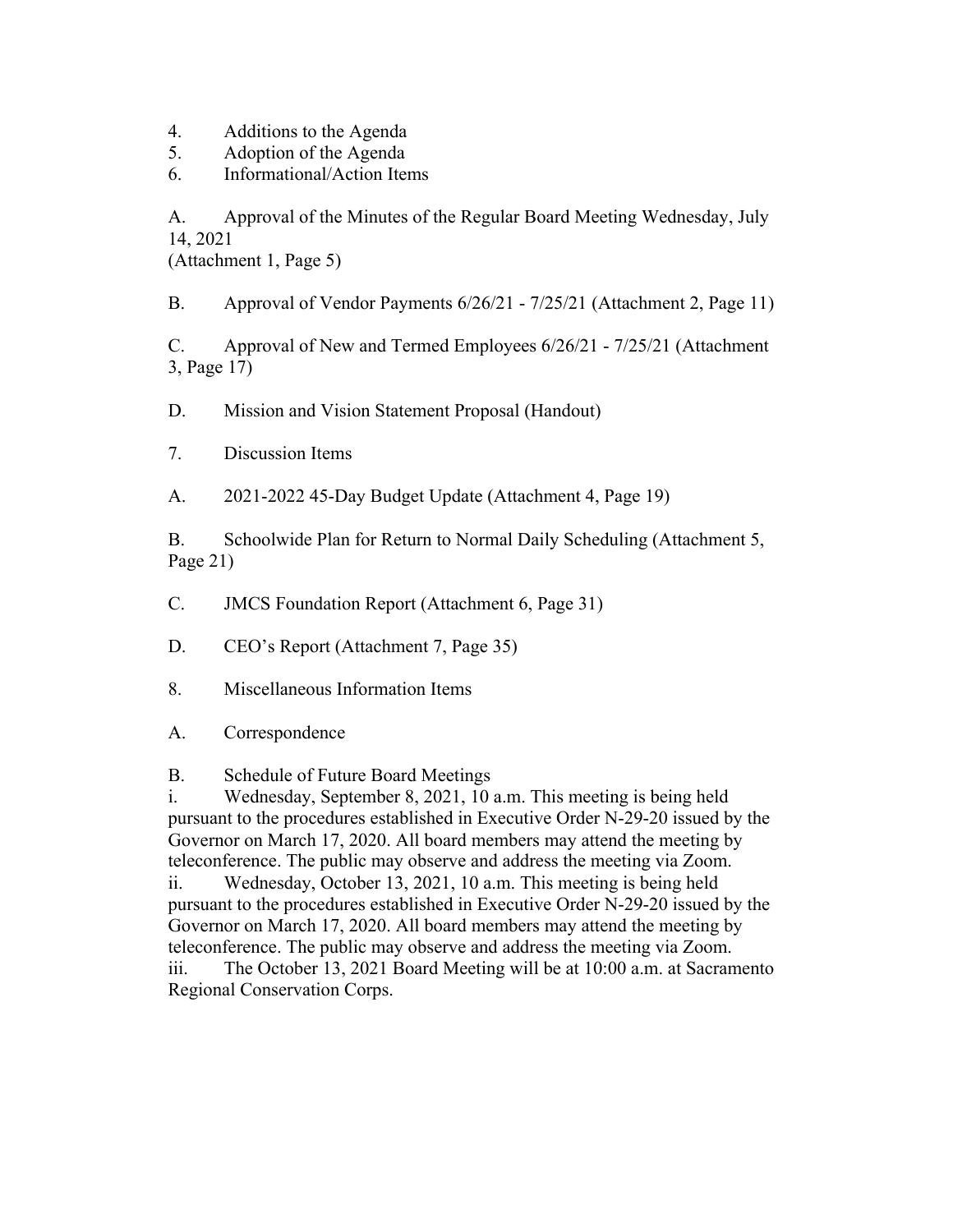4. Additions to the Agenda
5. Adoption of the Agenda
6. Informational/Action Items

A. Approval of the Minutes of the Regular Board Meeting Wednesday, July 14, 2021
(Attachment 1, Page 5)

B. Approval of Vendor Payments 6/26/21 - 7/25/21 (Attachment 2, Page 11)

C. Approval of New and Termed Employees 6/26/21 - 7/25/21 (Attachment 3, Page 17)

D. Mission and Vision Statement Proposal (Handout)

7. Discussion Items

A. 2021-2022 45-Day Budget Update (Attachment 4, Page 19)

B. Schoolwide Plan for Return to Normal Daily Scheduling (Attachment 5, Page 21)

C. JMCS Foundation Report (Attachment 6, Page 31)

D. CEO's Report (Attachment 7, Page 35)

8. Miscellaneous Information Items

A. Correspondence

B. Schedule of Future Board Meetings

i. Wednesday, September 8, 2021, 10 a.m. This meeting is being held pursuant to the procedures established in Executive Order N-29-20 issued by the Governor on March 17, 2020. All board members may attend the meeting by teleconference. The public may observe and address the meeting via Zoom.

ii. Wednesday, October 13, 2021, 10 a.m. This meeting is being held pursuant to the procedures established in Executive Order N-29-20 issued by the Governor on March 17, 2020. All board members may attend the meeting by teleconference. The public may observe and address the meeting via Zoom.

iii. The October 13, 2021 Board Meeting will be at 10:00 a.m. at Sacramento Regional Conservation Corps.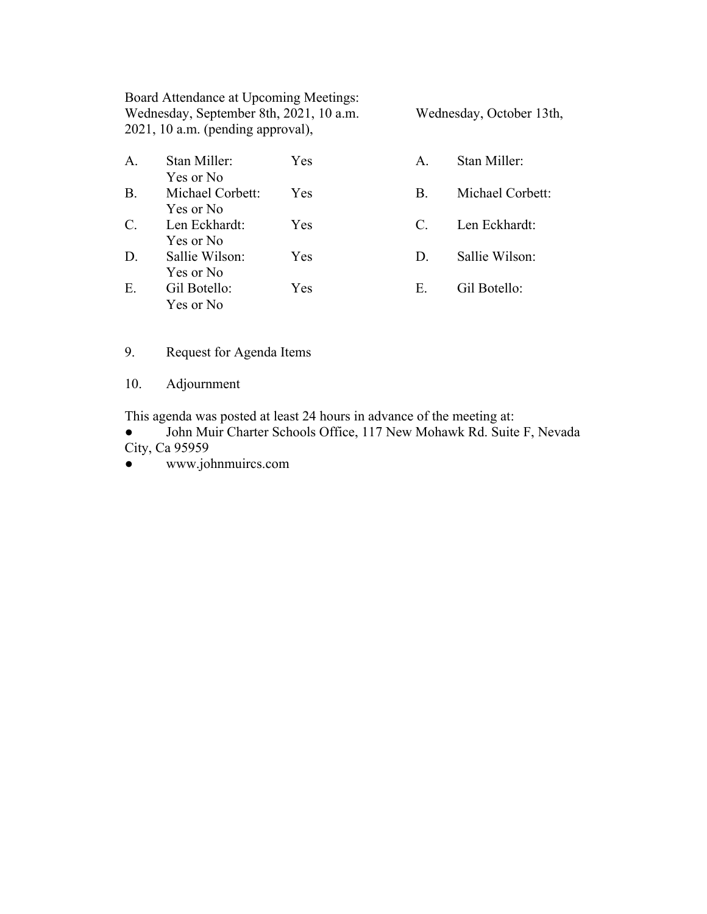Board Attendance at Upcoming Meetings:
Wednesday, September 8th, 2021, 10 a.m.          Wednesday, October 13th, 2021, 10 a.m. (pending approval),

| | Wednesday, September 8th, 2021, 10 a.m. | | | Wednesday, October 13th, 2021, 10 a.m. (pending approval) |
|---|---|---|---|---|
| A. | Stan Miller: Yes or No | Yes | A. | Stan Miller: |
| B. | Michael Corbett: Yes or No | Yes | B. | Michael Corbett: |
| C. | Len Eckhardt: Yes or No | Yes | C. | Len Eckhardt: |
| D. | Sallie Wilson: Yes or No | Yes | D. | Sallie Wilson: |
| E. | Gil Botello: Yes or No | Yes | E. | Gil Botello: |

9. Request for Agenda Items

10. Adjournment

This agenda was posted at least 24 hours in advance of the meeting at:

- John Muir Charter Schools Office, 117 New Mohawk Rd. Suite F, Nevada City, Ca 95959
- www.johnmuircs.com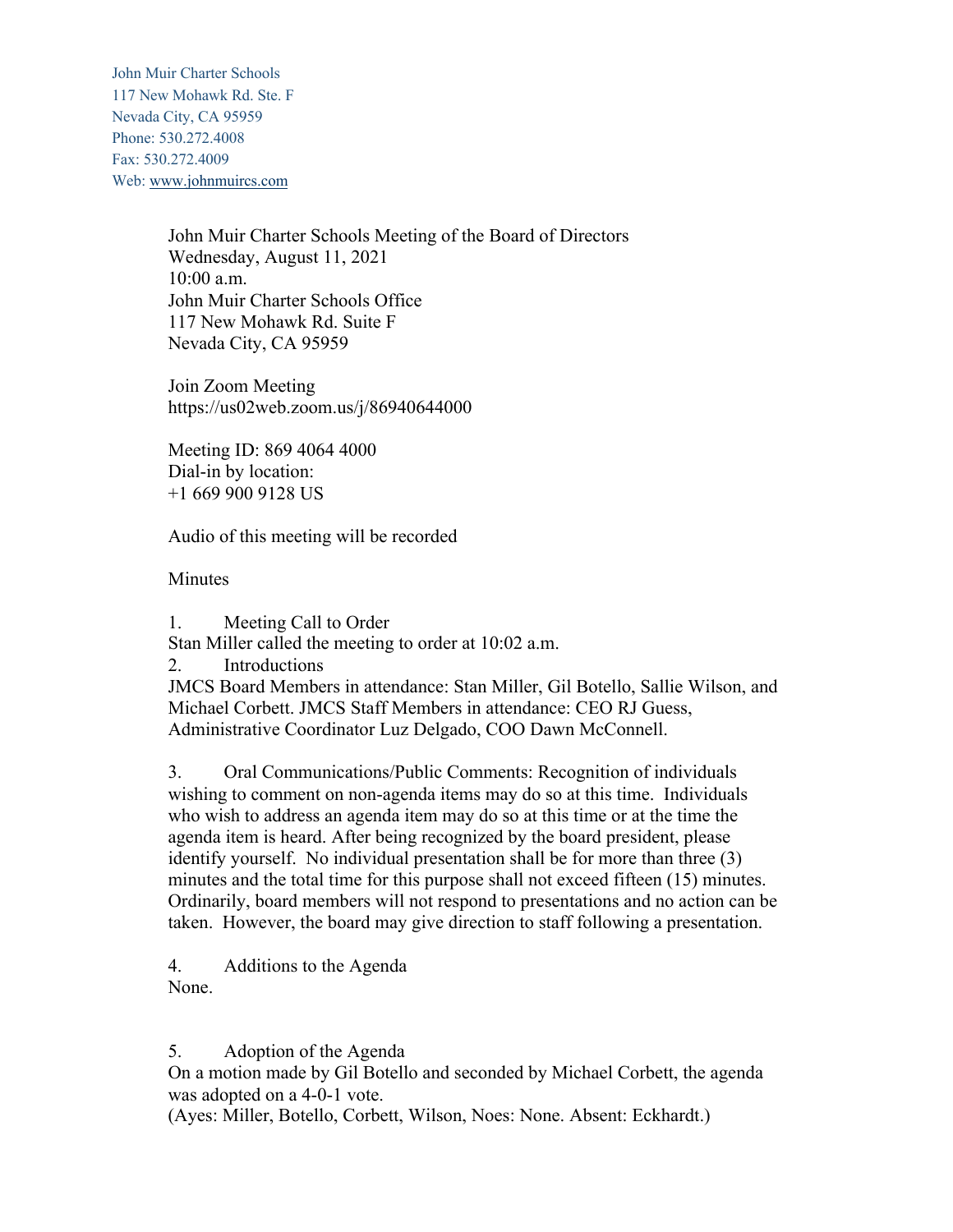John Muir Charter Schools
117 New Mohawk Rd. Ste. F
Nevada City, CA 95959
Phone: 530.272.4008
Fax: 530.272.4009
Web: www.johnmuircs.com

John Muir Charter Schools Meeting of the Board of Directors
Wednesday, August 11, 2021
10:00 a.m.
John Muir Charter Schools Office
117 New Mohawk Rd. Suite F
Nevada City, CA 95959

Join Zoom Meeting
https://us02web.zoom.us/j/86940644000

Meeting ID: 869 4064 4000
Dial-in by location:
+1 669 900 9128 US

Audio of this meeting will be recorded

Minutes

1. Meeting Call to Order
Stan Miller called the meeting to order at 10:02 a.m.

2. Introductions
JMCS Board Members in attendance: Stan Miller, Gil Botello, Sallie Wilson, and Michael Corbett. JMCS Staff Members in attendance: CEO RJ Guess, Administrative Coordinator Luz Delgado, COO Dawn McConnell.

3. Oral Communications/Public Comments: Recognition of individuals wishing to comment on non-agenda items may do so at this time. Individuals who wish to address an agenda item may do so at this time or at the time the agenda item is heard. After being recognized by the board president, please identify yourself. No individual presentation shall be for more than three (3) minutes and the total time for this purpose shall not exceed fifteen (15) minutes. Ordinarily, board members will not respond to presentations and no action can be taken. However, the board may give direction to staff following a presentation.

4. Additions to the Agenda
None.

5. Adoption of the Agenda
On a motion made by Gil Botello and seconded by Michael Corbett, the agenda was adopted on a 4-0-1 vote.
(Ayes: Miller, Botello, Corbett, Wilson, Noes: None. Absent: Eckhardt.)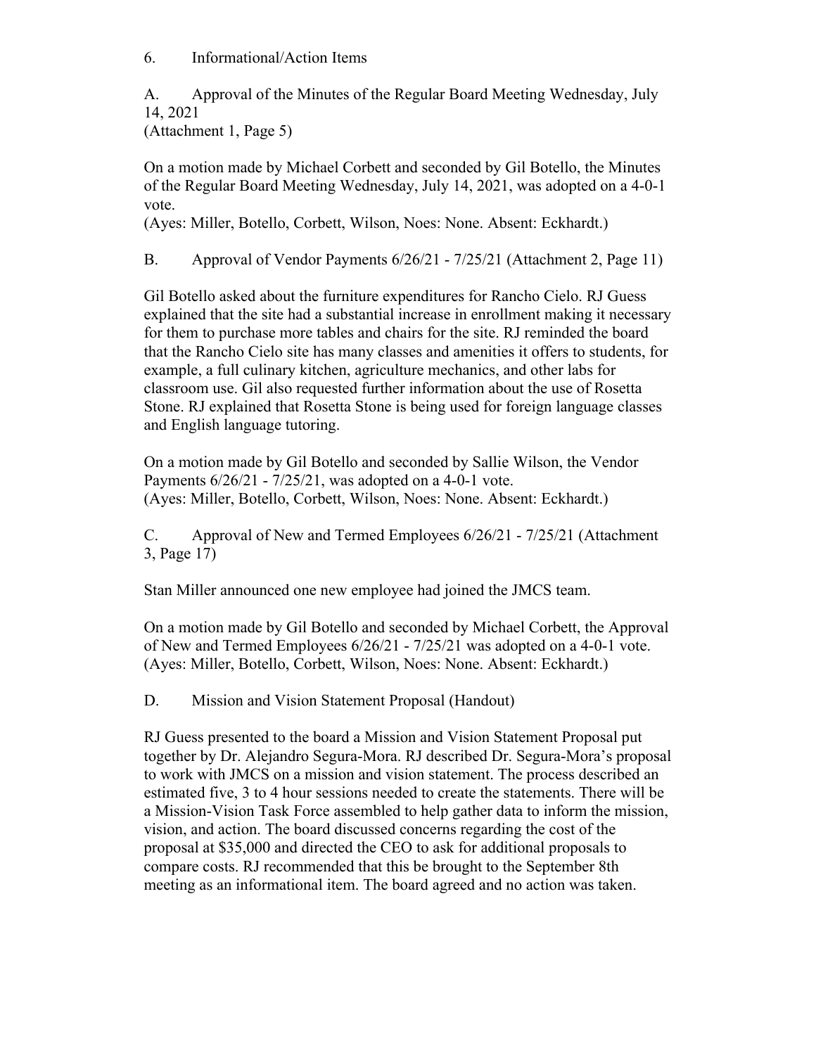6. Informational/Action Items

A. Approval of the Minutes of the Regular Board Meeting Wednesday, July 14, 2021
(Attachment 1, Page 5)

On a motion made by Michael Corbett and seconded by Gil Botello, the Minutes of the Regular Board Meeting Wednesday, July 14, 2021, was adopted on a 4-0-1 vote.
(Ayes: Miller, Botello, Corbett, Wilson, Noes: None. Absent: Eckhardt.)

B. Approval of Vendor Payments 6/26/21 - 7/25/21 (Attachment 2, Page 11)

Gil Botello asked about the furniture expenditures for Rancho Cielo. RJ Guess explained that the site had a substantial increase in enrollment making it necessary for them to purchase more tables and chairs for the site. RJ reminded the board that the Rancho Cielo site has many classes and amenities it offers to students, for example, a full culinary kitchen, agriculture mechanics, and other labs for classroom use. Gil also requested further information about the use of Rosetta Stone. RJ explained that Rosetta Stone is being used for foreign language classes and English language tutoring.

On a motion made by Gil Botello and seconded by Sallie Wilson, the Vendor Payments 6/26/21 - 7/25/21, was adopted on a 4-0-1 vote.
(Ayes: Miller, Botello, Corbett, Wilson, Noes: None. Absent: Eckhardt.)

C. Approval of New and Termed Employees 6/26/21 - 7/25/21 (Attachment 3, Page 17)

Stan Miller announced one new employee had joined the JMCS team.

On a motion made by Gil Botello and seconded by Michael Corbett, the Approval of New and Termed Employees 6/26/21 - 7/25/21 was adopted on a 4-0-1 vote.
(Ayes: Miller, Botello, Corbett, Wilson, Noes: None. Absent: Eckhardt.)

D. Mission and Vision Statement Proposal (Handout)

RJ Guess presented to the board a Mission and Vision Statement Proposal put together by Dr. Alejandro Segura-Mora. RJ described Dr. Segura-Mora's proposal to work with JMCS on a mission and vision statement. The process described an estimated five, 3 to 4 hour sessions needed to create the statements. There will be a Mission-Vision Task Force assembled to help gather data to inform the mission, vision, and action. The board discussed concerns regarding the cost of the proposal at $35,000 and directed the CEO to ask for additional proposals to compare costs. RJ recommended that this be brought to the September 8th meeting as an informational item. The board agreed and no action was taken.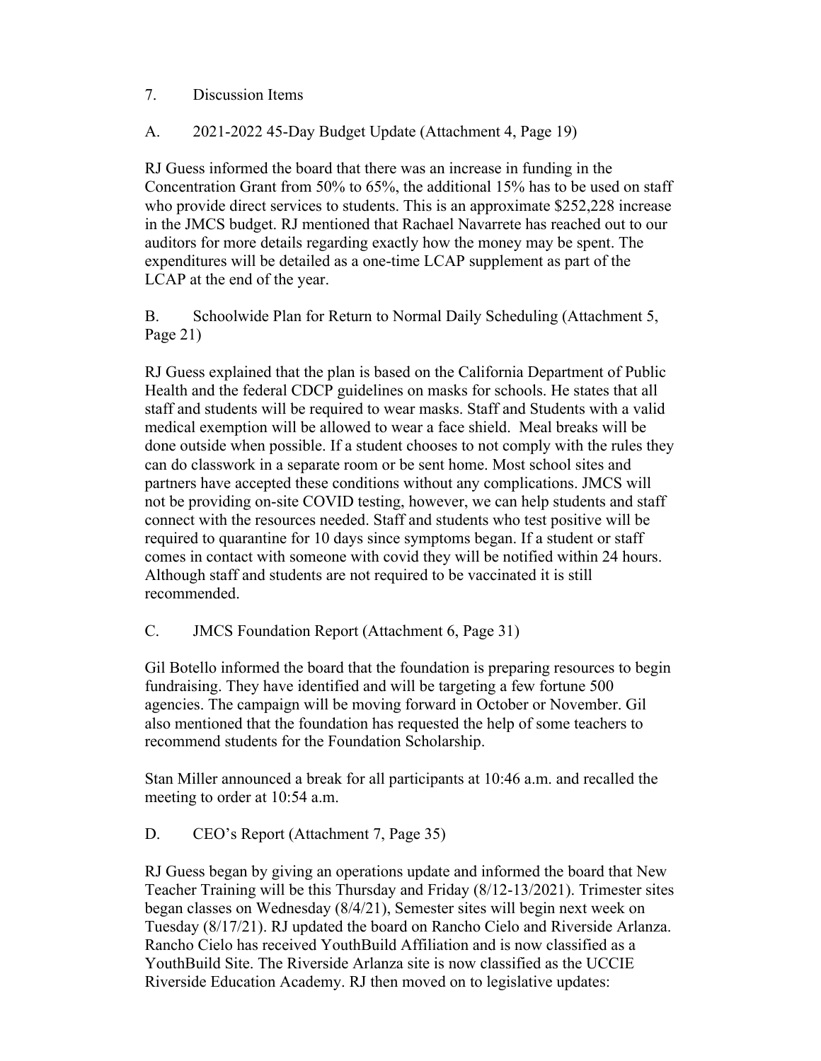7. Discussion Items

A. 2021-2022 45-Day Budget Update (Attachment 4, Page 19)

RJ Guess informed the board that there was an increase in funding in the Concentration Grant from 50% to 65%, the additional 15% has to be used on staff who provide direct services to students. This is an approximate $252,228 increase in the JMCS budget. RJ mentioned that Rachael Navarrete has reached out to our auditors for more details regarding exactly how the money may be spent. The expenditures will be detailed as a one-time LCAP supplement as part of the LCAP at the end of the year.

B. Schoolwide Plan for Return to Normal Daily Scheduling (Attachment 5, Page 21)

RJ Guess explained that the plan is based on the California Department of Public Health and the federal CDCP guidelines on masks for schools. He states that all staff and students will be required to wear masks. Staff and Students with a valid medical exemption will be allowed to wear a face shield. Meal breaks will be done outside when possible. If a student chooses to not comply with the rules they can do classwork in a separate room or be sent home. Most school sites and partners have accepted these conditions without any complications. JMCS will not be providing on-site COVID testing, however, we can help students and staff connect with the resources needed. Staff and students who test positive will be required to quarantine for 10 days since symptoms began. If a student or staff comes in contact with someone with covid they will be notified within 24 hours. Although staff and students are not required to be vaccinated it is still recommended.

C. JMCS Foundation Report (Attachment 6, Page 31)

Gil Botello informed the board that the foundation is preparing resources to begin fundraising. They have identified and will be targeting a few fortune 500 agencies. The campaign will be moving forward in October or November. Gil also mentioned that the foundation has requested the help of some teachers to recommend students for the Foundation Scholarship.

Stan Miller announced a break for all participants at 10:46 a.m. and recalled the meeting to order at 10:54 a.m.

D. CEO's Report (Attachment 7, Page 35)

RJ Guess began by giving an operations update and informed the board that New Teacher Training will be this Thursday and Friday (8/12-13/2021). Trimester sites began classes on Wednesday (8/4/21), Semester sites will begin next week on Tuesday (8/17/21). RJ updated the board on Rancho Cielo and Riverside Arlanza. Rancho Cielo has received YouthBuild Affiliation and is now classified as a YouthBuild Site. The Riverside Arlanza site is now classified as the UCCIE Riverside Education Academy. RJ then moved on to legislative updates: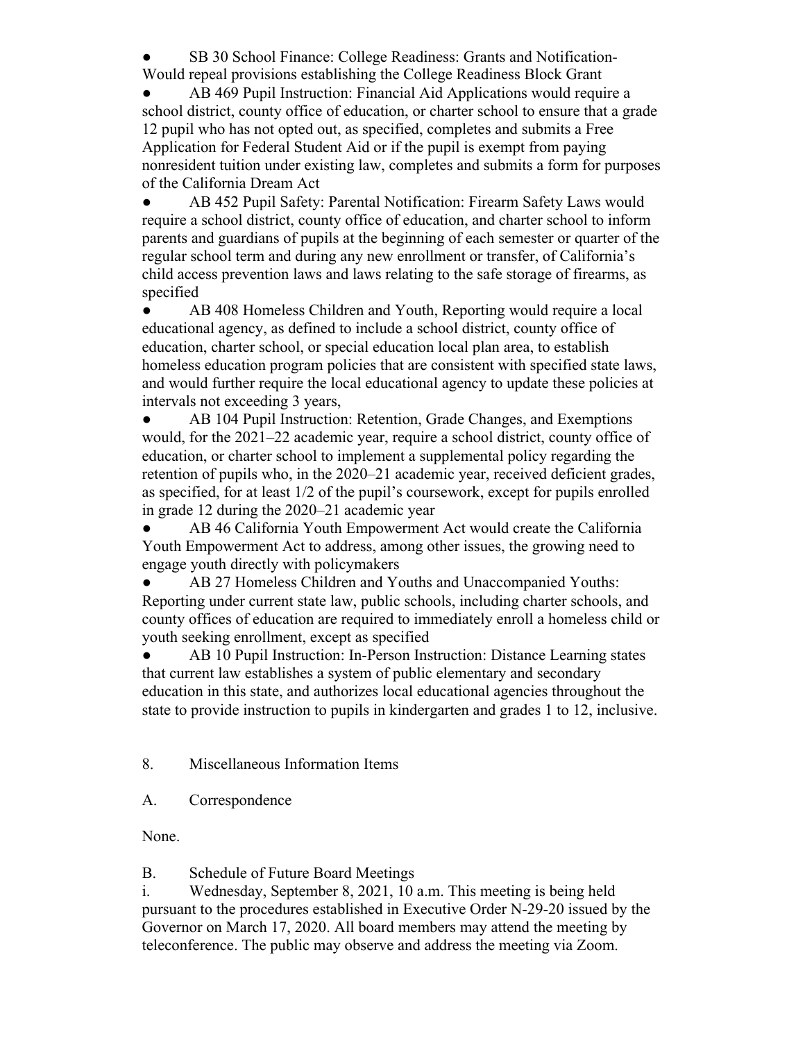- SB 30 School Finance: College Readiness: Grants and Notification-Would repeal provisions establishing the College Readiness Block Grant
- AB 469 Pupil Instruction: Financial Aid Applications would require a school district, county office of education, or charter school to ensure that a grade 12 pupil who has not opted out, as specified, completes and submits a Free Application for Federal Student Aid or if the pupil is exempt from paying nonresident tuition under existing law, completes and submits a form for purposes of the California Dream Act
- AB 452 Pupil Safety: Parental Notification: Firearm Safety Laws would require a school district, county office of education, and charter school to inform parents and guardians of pupils at the beginning of each semester or quarter of the regular school term and during any new enrollment or transfer, of California's child access prevention laws and laws relating to the safe storage of firearms, as specified
- AB 408 Homeless Children and Youth, Reporting would require a local educational agency, as defined to include a school district, county office of education, charter school, or special education local plan area, to establish homeless education program policies that are consistent with specified state laws, and would further require the local educational agency to update these policies at intervals not exceeding 3 years,
- AB 104 Pupil Instruction: Retention, Grade Changes, and Exemptions would, for the 2021–22 academic year, require a school district, county office of education, or charter school to implement a supplemental policy regarding the retention of pupils who, in the 2020–21 academic year, received deficient grades, as specified, for at least 1/2 of the pupil's coursework, except for pupils enrolled in grade 12 during the 2020–21 academic year
- AB 46 California Youth Empowerment Act would create the California Youth Empowerment Act to address, among other issues, the growing need to engage youth directly with policymakers
- AB 27 Homeless Children and Youths and Unaccompanied Youths: Reporting under current state law, public schools, including charter schools, and county offices of education are required to immediately enroll a homeless child or youth seeking enrollment, except as specified
- AB 10 Pupil Instruction: In-Person Instruction: Distance Learning states that current law establishes a system of public elementary and secondary education in this state, and authorizes local educational agencies throughout the state to provide instruction to pupils in kindergarten and grades 1 to 12, inclusive.

8. Miscellaneous Information Items

A. Correspondence

None.

B. Schedule of Future Board Meetings

i. Wednesday, September 8, 2021, 10 a.m. This meeting is being held pursuant to the procedures established in Executive Order N-29-20 issued by the Governor on March 17, 2020. All board members may attend the meeting by teleconference. The public may observe and address the meeting via Zoom.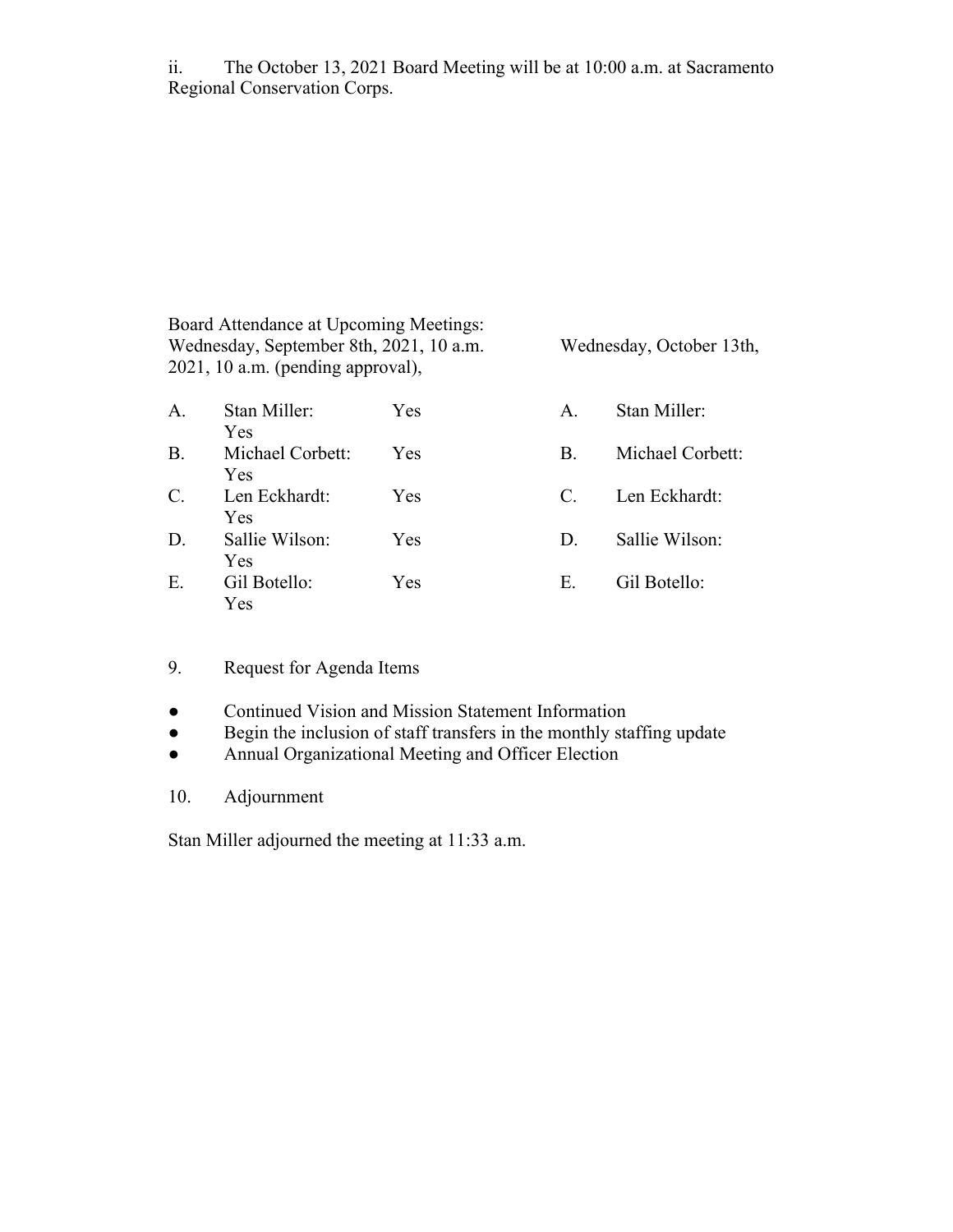ii. The October 13, 2021 Board Meeting will be at 10:00 a.m. at Sacramento Regional Conservation Corps.

Board Attendance at Upcoming Meetings:

| Wednesday, September 8th, 2021, 10 a.m. | | | Wednesday, October 13th, 2021, 10 a.m. (pending approval), | |
|---|---|---|---|---|
| A. | Stan Miller: | Yes | A. | Stan Miller: Yes |
| B. | Michael Corbett: | Yes | B. | Michael Corbett: Yes |
| C. | Len Eckhardt: | Yes | C. | Len Eckhardt: Yes |
| D. | Sallie Wilson: | Yes | D. | Sallie Wilson: Yes |
| E. | Gil Botello: | Yes | E. | Gil Botello: Yes |

9. Request for Agenda Items

- Continued Vision and Mission Statement Information
- Begin the inclusion of staff transfers in the monthly staffing update
- Annual Organizational Meeting and Officer Election

10. Adjournment

Stan Miller adjourned the meeting at 11:33 a.m.